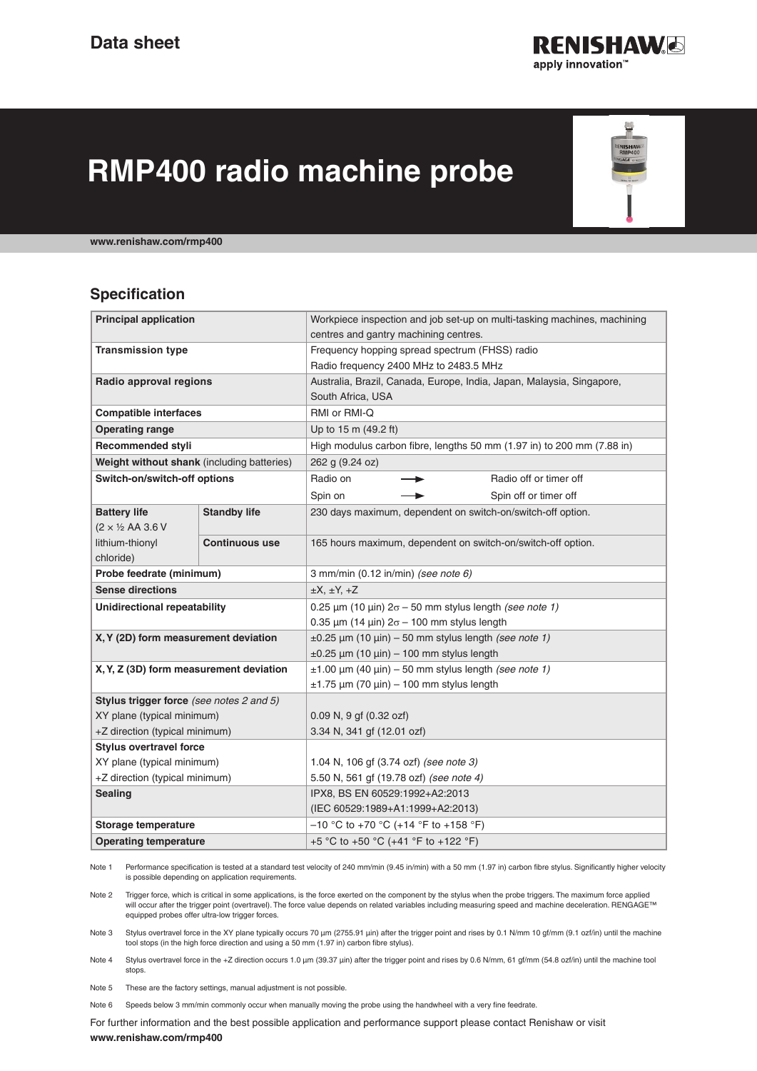Data sheet

RENISHAW
apply innovation™

# RMP400 radio machine probe

**www.renishaw.com/rmp400**

## Specification

| | | |
|---|---|---|
| **Principal application** | | Workpiece inspection and job set-up on multi-tasking machines, machining centres and gantry machining centres. |
| **Transmission type** | | Frequency hopping spread spectrum (FHSS) radio<br>Radio frequency 2400 MHz to 2483.5 MHz |
| **Radio approval regions** | | Australia, Brazil, Canada, Europe, India, Japan, Malaysia, Singapore, South Africa, USA |
| **Compatible interfaces** | | RMI or RMI-Q |
| **Operating range** | | Up to 15 m (49.2 ft) |
| **Recommended styli** | | High modulus carbon fibre, lengths 50 mm (1.97 in) to 200 mm (7.88 in) |
| **Weight without shank** (including batteries) | | 262 g (9.24 oz) |
| **Switch-on/switch-off options** | | Radio on → Radio off or timer off<br>Spin on → Spin off or timer off |
| **Battery life** (2 × ½ AA 3.6 V lithium-thionyl chloride) | **Standby life** | 230 days maximum, dependent on switch-on/switch-off option. |
| | **Continuous use** | 165 hours maximum, dependent on switch-on/switch-off option. |
| **Probe feedrate (minimum)** | | 3 mm/min (0.12 in/min) *(see note 6)* |
| **Sense directions** | | ±X, ±Y, +Z |
| **Unidirectional repeatability** | | 0.25 µm (10 µin) 2σ – 50 mm stylus length *(see note 1)*<br>0.35 µm (14 µin) 2σ – 100 mm stylus length |
| **X, Y (2D) form measurement deviation** | | ±0.25 µm (10 µin) – 50 mm stylus length *(see note 1)*<br>±0.25 µm (10 µin) – 100 mm stylus length |
| **X, Y, Z (3D) form measurement deviation** | | ±1.00 µm (40 µin) – 50 mm stylus length *(see note 1)*<br>±1.75 µm (70 µin) – 100 mm stylus length |
| **Stylus trigger force** *(see notes 2 and 5)*<br>XY plane (typical minimum)<br>+Z direction (typical minimum) | | <br>0.09 N, 9 gf (0.32 ozf)<br>3.34 N, 341 gf (12.01 ozf) |
| **Stylus overtravel force**<br>XY plane (typical minimum)<br>+Z direction (typical minimum) | | <br>1.04 N, 106 gf (3.74 ozf) *(see note 3)*<br>5.50 N, 561 gf (19.78 ozf) *(see note 4)* |
| **Sealing** | | IPX8, BS EN 60529:1992+A2:2013<br>(IEC 60529:1989+A1:1999+A2:2013) |
| **Storage temperature** | | –10 °C to +70 °C (+14 °F to +158 °F) |
| **Operating temperature** | | +5 °C to +50 °C (+41 °F to +122 °F) |

Note 1 Performance specification is tested at a standard test velocity of 240 mm/min (9.45 in/min) with a 50 mm (1.97 in) carbon fibre stylus. Significantly higher velocity is possible depending on application requirements.

Note 2 Trigger force, which is critical in some applications, is the force exerted on the component by the stylus when the probe triggers. The maximum force applied will occur after the trigger point (overtravel). The force value depends on related variables including measuring speed and machine deceleration. RENGAGE™ equipped probes offer ultra-low trigger forces.

Note 3 Stylus overtravel force in the XY plane typically occurs 70 µm (2755.91 µin) after the trigger point and rises by 0.1 N/mm 10 gf/mm (9.1 ozf/in) until the machine tool stops (in the high force direction and using a 50 mm (1.97 in) carbon fibre stylus).

Note 4 Stylus overtravel force in the +Z direction occurs 1.0 µm (39.37 µin) after the trigger point and rises by 0.6 N/mm, 61 gf/mm (54.8 ozf/in) until the machine tool stops.

Note 5 These are the factory settings, manual adjustment is not possible.

Note 6 Speeds below 3 mm/min commonly occur when manually moving the probe using the handwheel with a very fine feedrate.

For further information and the best possible application and performance support please contact Renishaw or visit **www.renishaw.com/rmp400**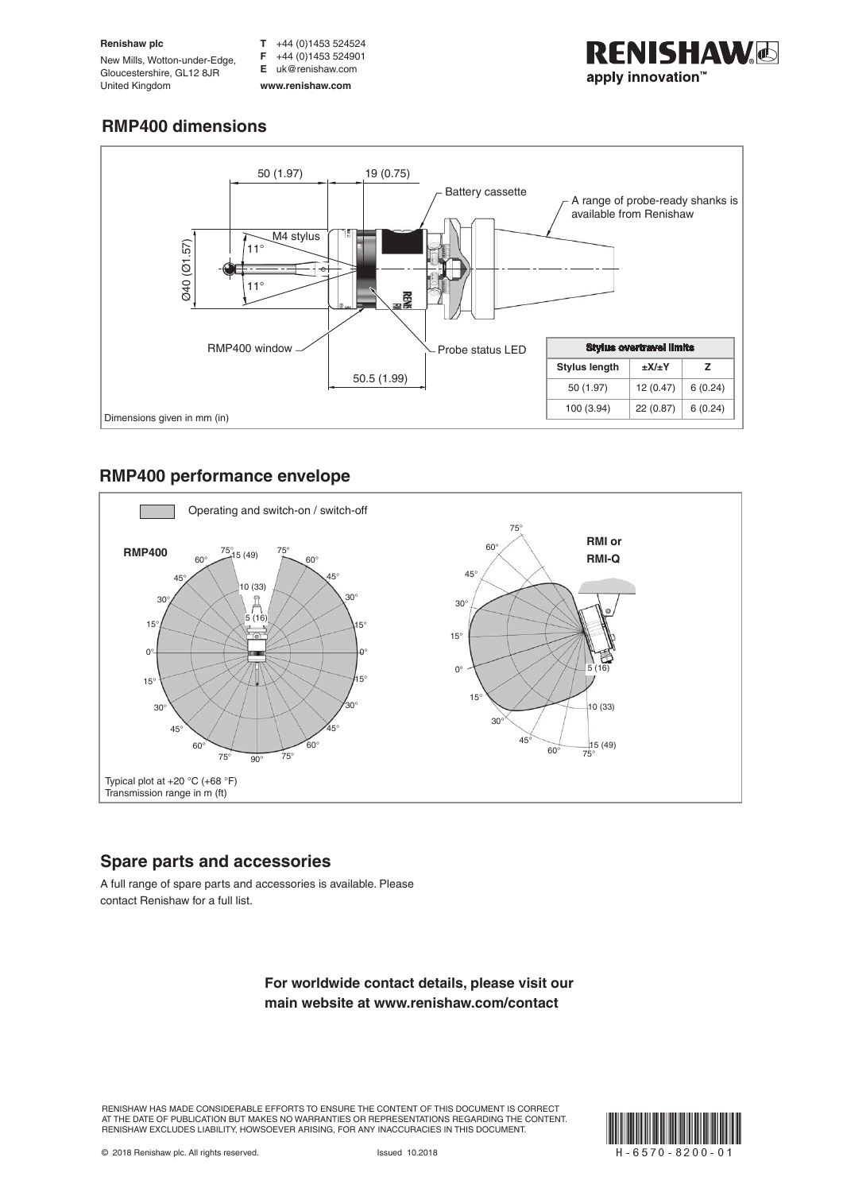Renishaw plc

New Mills, Wotton-under-Edge,
Gloucestershire, GL12 8JR
United Kingdom

**T** +44 (0)1453 524524
**F** +44 (0)1453 524901
**E** uk@renishaw.com
**www.renishaw.com**

## RMP400 dimensions

50 (1.97)
19 (0.75)
Battery cassette
A range of probe-ready shanks is available from Renishaw
M4 stylus
Ø40 (Ø1.57)
11°
11°
RMP400 window
Probe status LED
50.5 (1.99)
Dimensions given in mm (in)

| Stylus overtravel limits | | |
|---|---|---|
| Stylus length | ±X/±Y | Z |
| 50 (1.97) | 12 (0.47) | 6 (0.24) |
| 100 (3.94) | 22 (0.87) | 6 (0.24) |

## RMP400 performance envelope

Operating and switch-on / switch-off

RMP400
75° 15 (49)
10 (33)
5 (16)

RMI or
RMI-Q
5 (16)
10 (33)
15 (49)

Typical plot at +20 °C (+68 °F)
Transmission range in m (ft)

## Spare parts and accessories

A full range of spare parts and accessories is available. Please contact Renishaw for a full list.

**For worldwide contact details, please visit our main website at www.renishaw.com/contact**

RENISHAW HAS MADE CONSIDERABLE EFFORTS TO ENSURE THE CONTENT OF THIS DOCUMENT IS CORRECT AT THE DATE OF PUBLICATION BUT MAKES NO WARRANTIES OR REPRESENTATIONS REGARDING THE CONTENT. RENISHAW EXCLUDES LIABILITY, HOWSOEVER ARISING, FOR ANY INACCURACIES IN THIS DOCUMENT.

© 2018 Renishaw plc. All rights reserved.

Issued 10.2018

H-6570-8200-01